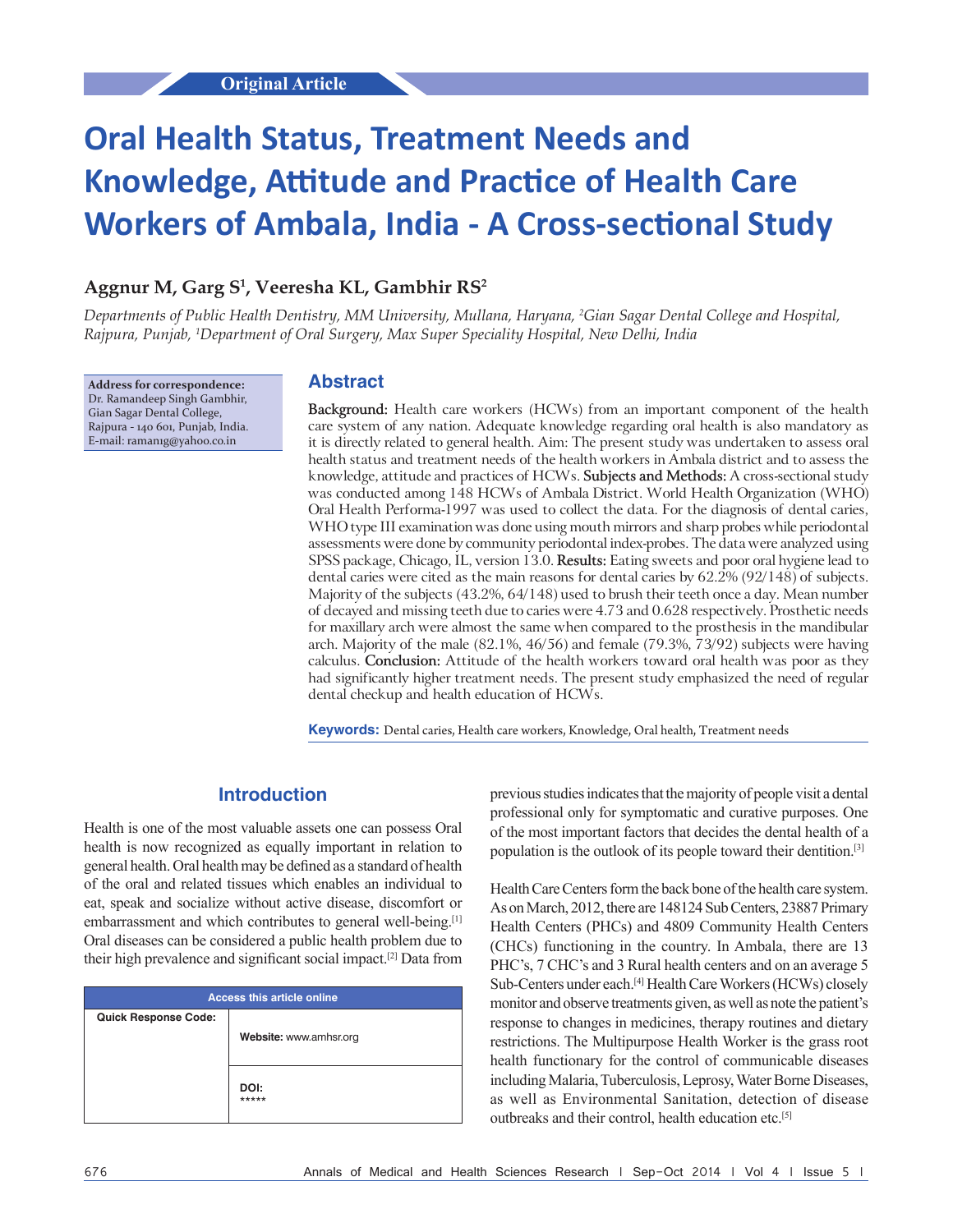Original Article

# Oral Health Status, Treatment Needs and Knowledge, Attitude and Practice of Health Care Workers of Ambala, India - A Cross-sectional Study

**Aggnur M, Garg S[1], Veeresha KL, Gambhir RS[2]**

*Departments of Public Health Dentistry, MM University, Mullana, Haryana, [2]Gian Sagar Dental College and Hospital, Rajpuri, Punjab, [1]Department of Oral Surgery, Max Super Speciality Hospital, New Delhi, India*

**Address for correspondence:**
Dr. Ramandeep Singh Gambhir,
Gian Sagar Dental College,
Rajpura - 140 601, Punjab, India.
E-mail: raman1g@yahoo.co.in

## Abstract

**Background:** Health care workers (HCWs) from an important component of the health care system of any nation. Adequate knowledge regarding oral health is also mandatory as it is directly related to general health. Aim: The present study was undertaken to assess oral health status and treatment needs of the health workers in Ambala district and to assess the knowledge, attitude and practices of HCWs. **Subjects and Methods:** A cross-sectional study was conducted among 148 HCWs of Ambala District. World Health Organization (WHO) Oral Health Performa-1997 was used to collect the data. For the diagnosis of dental caries, WHO type III examination was done using mouth mirrors and sharp probes while periodontal assessments were done by community periodontal index-probes. The data were analyzed using SPSS package, Chicago, IL, version 13.0. **Results:** Eating sweets and poor oral hygiene lead to dental caries were cited as the main reasons for dental caries by 62.2% (92/148) of subjects. Majority of the subjects (43.2%, 64/148) used to brush their teeth once a day. Mean number of decayed and missing teeth due to caries were 4.73 and 0.628 respectively. Prosthetic needs for maxillary arch were almost the same when compared to the prosthesis in the mandibular arch. Majority of the male (82.1%, 46/56) and female (79.3%, 73/92) subjects were having calculus. **Conclusion:** Attitude of the health workers toward oral health was poor as they had significantly higher treatment needs. The present study emphasized the need of regular dental checkup and health education of HCWs.

**Keywords:** Dental caries, Health care workers, Knowledge, Oral health, Treatment needs

## Introduction

Health is one of the most valuable assets one can possess Oral health is now recognized as equally important in relation to general health. Oral health may be defined as a standard of health of the oral and related tissues which enables an individual to eat, speak and socialize without active disease, discomfort or embarrassment and which contributes to general well-being.[1] Oral diseases can be considered a public health problem due to their high prevalence and significant social impact.[2] Data from previous studies indicates that the majority of people visit a dental professional only for symptomatic and curative purposes. One of the most important factors that decides the dental health of a population is the outlook of its people toward their dentition.[3]

| Access this article online | |
|---|---|
| Quick Response Code: | Website: www.amhsr.org |
| | DOI: ***** |

Health Care Centers form the back bone of the health care system. As on March, 2012, there are 148124 Sub Centers, 23887 Primary Health Centers (PHCs) and 4809 Community Health Centers (CHCs) functioning in the country. In Ambala, there are 13 PHC's, 7 CHC's and 3 Rural health centers and on an average 5 Sub-Centers under each.[4] Health Care Workers (HCWs) closely monitor and observe treatments given, as well as note the patient's response to changes in medicines, therapy routines and dietary restrictions. The Multipurpose Health Worker is the grass root health functionary for the control of communicable diseases including Malaria, Tuberculosis, Leprosy, Water Borne Diseases, as well as Environmental Sanitation, detection of disease outbreaks and their control, health education etc.[5]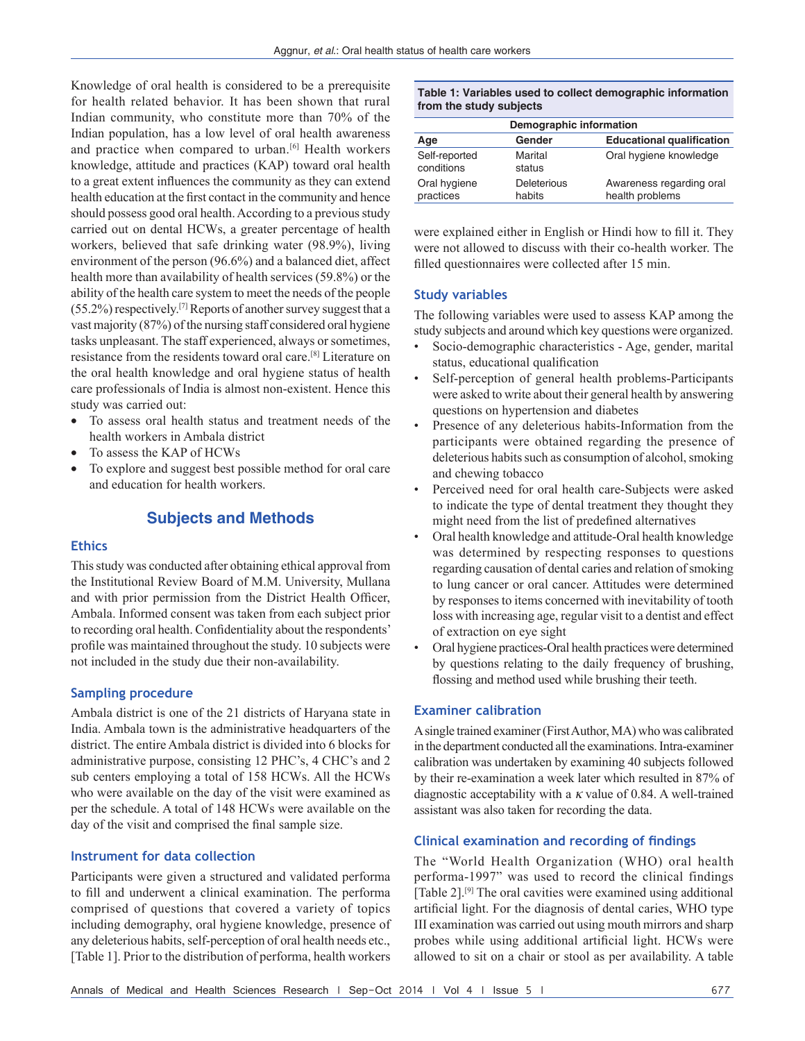Knowledge of oral health is considered to be a prerequisite for health related behavior. It has been shown that rural Indian community, who constitute more than 70% of the Indian population, has a low level of oral health awareness and practice when compared to urban.[6] Health workers knowledge, attitude and practices (KAP) toward oral health to a great extent influences the community as they can extend health education at the first contact in the community and hence should possess good oral health. According to a previous study carried out on dental HCWs, a greater percentage of health workers, believed that safe drinking water (98.9%), living environment of the person (96.6%) and a balanced diet, affect health more than availability of health services (59.8%) or the ability of the health care system to meet the needs of the people (55.2%) respectively.[7] Reports of another survey suggest that a vast majority (87%) of the nursing staff considered oral hygiene tasks unpleasant. The staff experienced, always or sometimes, resistance from the residents toward oral care.[8] Literature on the oral health knowledge and oral hygiene status of health care professionals of India is almost non-existent. Hence this study was carried out:

- To assess oral health status and treatment needs of the health workers in Ambala district
- To assess the KAP of HCWs
- To explore and suggest best possible method for oral care and education for health workers.

## Subjects and Methods

### Ethics

This study was conducted after obtaining ethical approval from the Institutional Review Board of M.M. University, Mullana and with prior permission from the District Health Officer, Ambala. Informed consent was taken from each subject prior to recording oral health. Confidentiality about the respondents' profile was maintained throughout the study. 10 subjects were not included in the study due their non-availability.

### Sampling procedure

Ambala district is one of the 21 districts of Haryana state in India. Ambala town is the administrative headquarters of the district. The entire Ambala district is divided into 6 blocks for administrative purpose, consisting 12 PHC's, 4 CHC's and 2 sub centers employing a total of 158 HCWs. All the HCWs who were available on the day of the visit were examined as per the schedule. A total of 148 HCWs were available on the day of the visit and comprised the final sample size.

### Instrument for data collection

Participants were given a structured and validated performa to fill and underwent a clinical examination. The performa comprised of questions that covered a variety of topics including demography, oral hygiene knowledge, presence of any deleterious habits, self-perception of oral health needs etc., [Table 1]. Prior to the distribution of performa, health workers were explained either in English or Hindi how to fill it. They were not allowed to discuss with their co-health worker. The filled questionnaires were collected after 15 min.

**Table 1: Variables used to collect demographic information from the study subjects**

| Demographic information | | |
|---|---|---|
| **Age** | **Gender** | **Educational qualification** |
| Self-reported conditions | Marital status | Oral hygiene knowledge |
| Oral hygiene practices | Deleterious habits | Awareness regarding oral health problems |

### Study variables

The following variables were used to assess KAP among the study subjects and around which key questions were organized.

- Socio-demographic characteristics - Age, gender, marital status, educational qualification
- Self-perception of general health problems-Participants were asked to write about their general health by answering questions on hypertension and diabetes
- Presence of any deleterious habits-Information from the participants were obtained regarding the presence of deleterious habits such as consumption of alcohol, smoking and chewing tobacco
- Perceived need for oral health care-Subjects were asked to indicate the type of dental treatment they thought they might need from the list of predefined alternatives
- Oral health knowledge and attitude-Oral health knowledge was determined by respecting responses to questions regarding causation of dental caries and relation of smoking to lung cancer or oral cancer. Attitudes were determined by responses to items concerned with inevitability of tooth loss with increasing age, regular visit to a dentist and effect of extraction on eye sight
- Oral hygiene practices-Oral health practices were determined by questions relating to the daily frequency of brushing, flossing and method used while brushing their teeth.

### Examiner calibration

A single trained examiner (First Author, MA) who was calibrated in the department conducted all the examinations. Intra-examiner calibration was undertaken by examining 40 subjects followed by their re-examination a week later which resulted in 87% of diagnostic acceptability with a $\kappa$ value of 0.84. A well-trained assistant was also taken for recording the data.

### Clinical examination and recording of findings

The "World Health Organization (WHO) oral health performa-1997" was used to record the clinical findings [Table 2].[9] The oral cavities were examined using additional artificial light. For the diagnosis of dental caries, WHO type III examination was carried out using mouth mirrors and sharp probes while using additional artificial light. HCWs were allowed to sit on a chair or stool as per availability. A table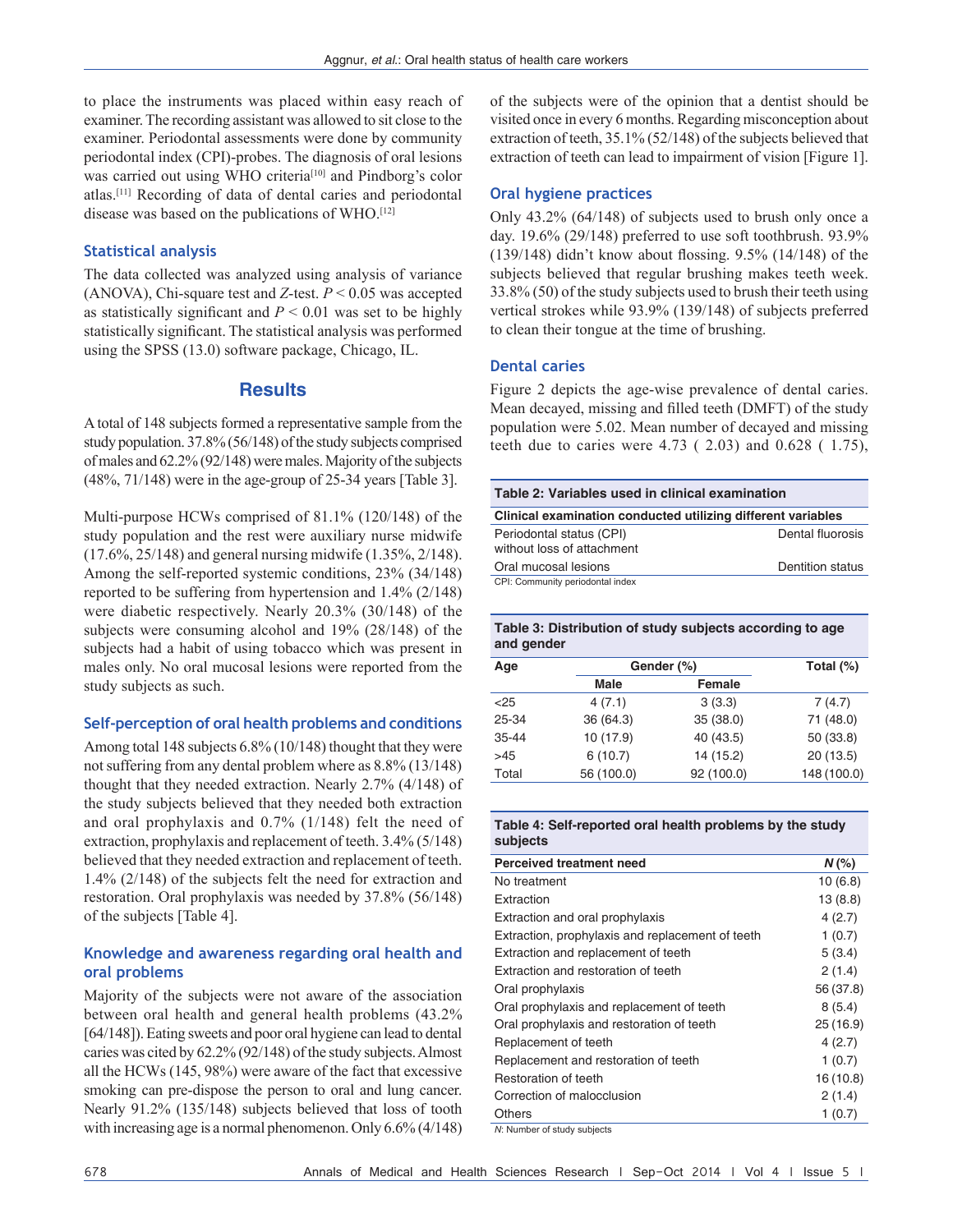to place the instruments was placed within easy reach of examiner. The recording assistant was allowed to sit close to the examiner. Periodontal assessments were done by community periodontal index (CPI)-probes. The diagnosis of oral lesions was carried out using WHO criteria[10] and Pindborg's color atlas.[11] Recording of data of dental caries and periodontal disease was based on the publications of WHO.[12]

### Statistical analysis

The data collected was analyzed using analysis of variance (ANOVA), Chi-square test and *Z*-test. $P < 0.05$ was accepted as statistically significant and $P < 0.01$ was set to be highly statistically significant. The statistical analysis was performed using the SPSS (13.0) software package, Chicago, IL.

## Results

A total of 148 subjects formed a representative sample from the study population. 37.8% (56/148) of the study subjects comprised of males and 62.2% (92/148) were males. Majority of the subjects (48%, 71/148) were in the age-group of 25-34 years [Table 3].

Multi-purpose HCWs comprised of 81.1% (120/148) of the study population and the rest were auxiliary nurse midwife (17.6%, 25/148) and general nursing midwife (1.35%, 2/148). Among the self-reported systemic conditions, 23% (34/148) reported to be suffering from hypertension and 1.4% (2/148) were diabetic respectively. Nearly 20.3% (30/148) of the subjects were consuming alcohol and 19% (28/148) of the subjects had a habit of using tobacco which was present in males only. No oral mucosal lesions were reported from the study subjects as such.

### Self-perception of oral health problems and conditions

Among total 148 subjects 6.8% (10/148) thought that they were not suffering from any dental problem where as 8.8% (13/148) thought that they needed extraction. Nearly 2.7% (4/148) of the study subjects believed that they needed both extraction and oral prophylaxis and 0.7% (1/148) felt the need of extraction, prophylaxis and replacement of teeth. 3.4% (5/148) believed that they needed extraction and replacement of teeth. 1.4% (2/148) of the subjects felt the need for extraction and restoration. Oral prophylaxis was needed by 37.8% (56/148) of the subjects [Table 4].

### Knowledge and awareness regarding oral health and oral problems

Majority of the subjects were not aware of the association between oral health and general health problems (43.2% [64/148]). Eating sweets and poor oral hygiene can lead to dental caries was cited by 62.2% (92/148) of the study subjects. Almost all the HCWs (145, 98%) were aware of the fact that excessive smoking can pre-dispose the person to oral and lung cancer. Nearly 91.2% (135/148) subjects believed that loss of tooth with increasing age is a normal phenomenon. Only 6.6% (4/148) of the subjects were of the opinion that a dentist should be visited once in every 6 months. Regarding misconception about extraction of teeth, 35.1% (52/148) of the subjects believed that extraction of teeth can lead to impairment of vision [Figure 1].

### Oral hygiene practices

Only 43.2% (64/148) of subjects used to brush only once a day. 19.6% (29/148) preferred to use soft toothbrush. 93.9% (139/148) didn't know about flossing. 9.5% (14/148) of the subjects believed that regular brushing makes teeth week. 33.8% (50) of the study subjects used to brush their teeth using vertical strokes while 93.9% (139/148) of subjects preferred to clean their tongue at the time of brushing.

### Dental caries

Figure 2 depicts the age-wise prevalence of dental caries. Mean decayed, missing and filled teeth (DMFT) of the study population were 5.02. Mean number of decayed and missing teeth due to caries were 4.73 ( 2.03) and 0.628 ( 1.75),

**Table 2: Variables used in clinical examination**

| Clinical examination conducted utilizing different variables | |
|---|---|
| Periodontal status (CPI) without loss of attachment | Dental fluorosis |
| Oral mucosal lesions | Dentition status |

CPI: Community periodontal index

**Table 3: Distribution of study subjects according to age and gender**

| Age | Gender (%) | | Total (%) |
|---|---|---|---|
| | Male | Female | |
| <25 | 4 (7.1) | 3 (3.3) | 7 (4.7) |
| 25-34 | 36 (64.3) | 35 (38.0) | 71 (48.0) |
| 35-44 | 10 (17.9) | 40 (43.5) | 50 (33.8) |
| >45 | 6 (10.7) | 14 (15.2) | 20 (13.5) |
| Total | 56 (100.0) | 92 (100.0) | 148 (100.0) |

**Table 4: Self-reported oral health problems by the study subjects**

| Perceived treatment need | *N* (%) |
|---|---|
| No treatment | 10 (6.8) |
| Extraction | 13 (8.8) |
| Extraction and oral prophylaxis | 4 (2.7) |
| Extraction, prophylaxis and replacement of teeth | 1 (0.7) |
| Extraction and replacement of teeth | 5 (3.4) |
| Extraction and restoration of teeth | 2 (1.4) |
| Oral prophylaxis | 56 (37.8) |
| Oral prophylaxis and replacement of teeth | 8 (5.4) |
| Oral prophylaxis and restoration of teeth | 25 (16.9) |
| Replacement of teeth | 4 (2.7) |
| Replacement and restoration of teeth | 1 (0.7) |
| Restoration of teeth | 16 (10.8) |
| Correction of malocclusion | 2 (1.4) |
| Others | 1 (0.7) |

*N*: Number of study subjects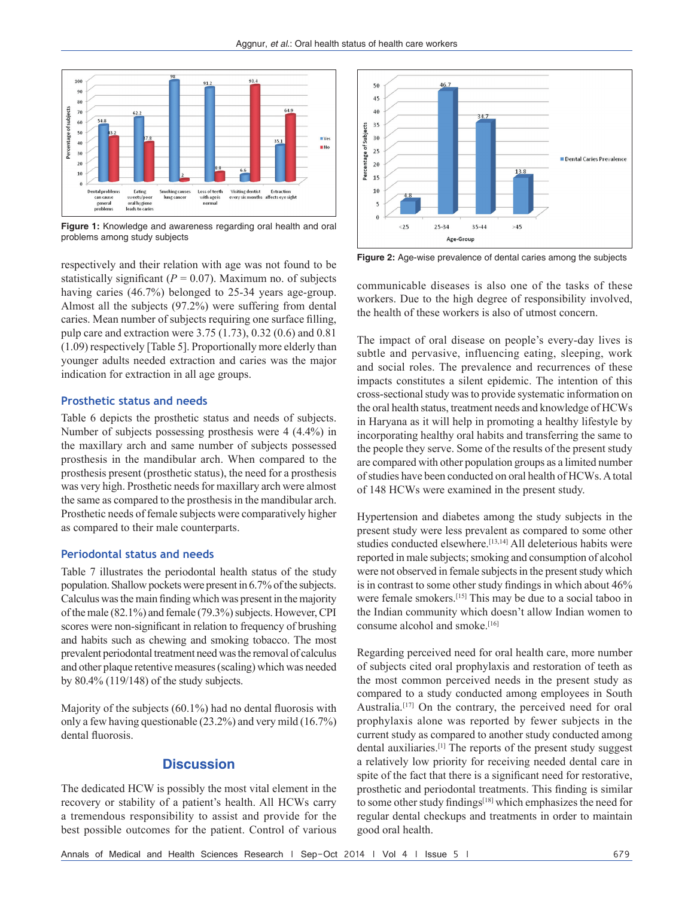Figure 1: Knowledge and awareness regarding oral health and oral problems among study subjects

Figure 2: Age-wise prevalence of dental caries among the subjects

respectively and their relation with age was not found to be statistically significant ($P = 0.07$). Maximum no. of subjects having caries (46.7%) belonged to 25-34 years age-group. Almost all the subjects (97.2%) were suffering from dental caries. Mean number of subjects requiring one surface filling, pulp care and extraction were 3.75 (1.73), 0.32 (0.6) and 0.81 (1.09) respectively [Table 5]. Proportionally more elderly than younger adults needed extraction and caries was the major indication for extraction in all age groups.

### Prosthetic status and needs

Table 6 depicts the prosthetic status and needs of subjects. Number of subjects possessing prosthesis were 4 (4.4%) in the maxillary arch and same number of subjects possessed prosthesis in the mandibular arch. When compared to the prosthesis present (prosthetic status), the need for a prosthesis was very high. Prosthetic needs for maxillary arch were almost the same as compared to the prosthesis in the mandibular arch. Prosthetic needs of female subjects were comparatively higher as compared to their male counterparts.

### Periodontal status and needs

Table 7 illustrates the periodontal health status of the study population. Shallow pockets were present in 6.7% of the subjects. Calculus was the main finding which was present in the majority of the male (82.1%) and female (79.3%) subjects. However, CPI scores were non-significant in relation to frequency of brushing and habits such as chewing and smoking tobacco. The most prevalent periodontal treatment need was the removal of calculus and other plaque retentive measures (scaling) which was needed by 80.4% (119/148) of the study subjects.

Majority of the subjects (60.1%) had no dental fluorosis with only a few having questionable (23.2%) and very mild (16.7%) dental fluorosis.

## Discussion

The dedicated HCW is possibly the most vital element in the recovery or stability of a patient's health. All HCWs carry a tremendous responsibility to assist and provide for the best possible outcomes for the patient. Control of various communicable diseases is also one of the tasks of these workers. Due to the high degree of responsibility involved, the health of these workers is also of utmost concern.

The impact of oral disease on people's every-day lives is subtle and pervasive, influencing eating, sleeping, work and social roles. The prevalence and recurrences of these impacts constitutes a silent epidemic. The intention of this cross-sectional study was to provide systematic information on the oral health status, treatment needs and knowledge of HCWs in Haryana as it will help in promoting a healthy lifestyle by incorporating healthy oral habits and transferring the same to the people they serve. Some of the results of the present study are compared with other population groups as a limited number of studies have been conducted on oral health of HCWs. A total of 148 HCWs were examined in the present study.

Hypertension and diabetes among the study subjects in the present study were less prevalent as compared to some other studies conducted elsewhere.[13,14] All deleterious habits were reported in male subjects; smoking and consumption of alcohol were not observed in female subjects in the present study which is in contrast to some other study findings in which about 46% were female smokers.[15] This may be due to a social taboo in the Indian community which doesn't allow Indian women to consume alcohol and smoke.[16]

Regarding perceived need for oral health care, more number of subjects cited oral prophylaxis and restoration of teeth as the most common perceived needs in the present study as compared to a study conducted among employees in South Australia.[17] On the contrary, the perceived need for oral prophylaxis alone was reported by fewer subjects in the current study as compared to another study conducted among dental auxiliaries.[1] The reports of the present study suggest a relatively low priority for receiving needed dental care in spite of the fact that there is a significant need for restorative, prosthetic and periodontal treatments. This finding is similar to some other study findings[18] which emphasizes the need for regular dental checkups and treatments in order to maintain good oral health.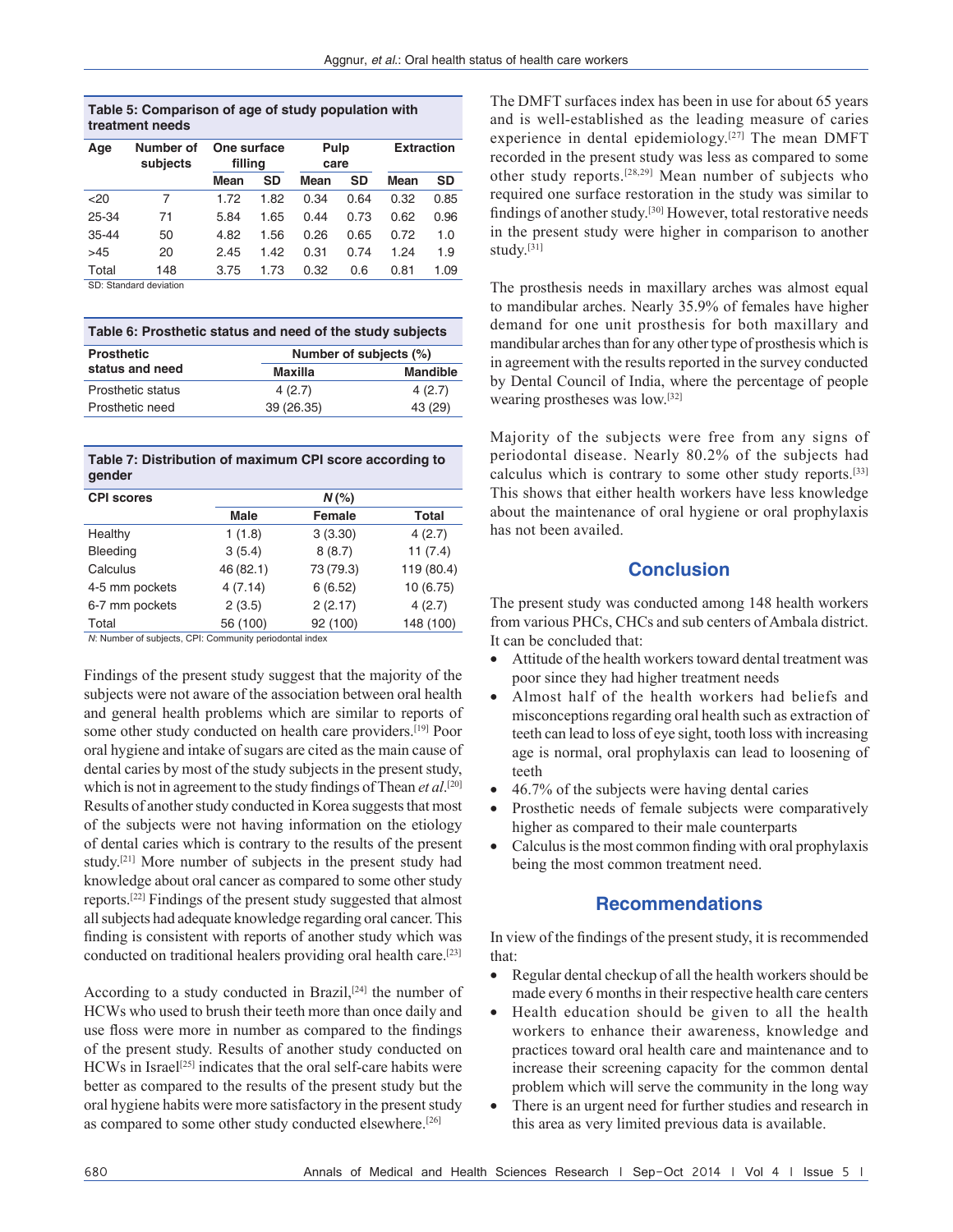**Table 5: Comparison of age of study population with treatment needs**

| Age | Number of subjects | One surface filling | | Pulp care | | Extraction | |
|---|---|---|---|---|---|---|---|
| | | Mean | SD | Mean | SD | Mean | SD |
| <20 | 7 | 1.72 | 1.82 | 0.34 | 0.64 | 0.32 | 0.85 |
| 25-34 | 71 | 5.84 | 1.65 | 0.44 | 0.73 | 0.62 | 0.96 |
| 35-44 | 50 | 4.82 | 1.56 | 0.26 | 0.65 | 0.72 | 1.0 |
| >45 | 20 | 2.45 | 1.42 | 0.31 | 0.74 | 1.24 | 1.9 |
| Total | 148 | 3.75 | 1.73 | 0.32 | 0.6 | 0.81 | 1.09 |

SD: Standard deviation

**Table 6: Prosthetic status and need of the study subjects**

| Prosthetic status and need | Number of subjects (%) | |
|---|---|---|
| | Maxilla | Mandible |
| Prosthetic status | 4 (2.7) | 4 (2.7) |
| Prosthetic need | 39 (26.35) | 43 (29) |

**Table 7: Distribution of maximum CPI score according to gender**

| CPI scores | *N* (%) | | |
|---|---|---|---|
| | Male | Female | Total |
| Healthy | 1 (1.8) | 3 (3.30) | 4 (2.7) |
| Bleeding | 3 (5.4) | 8 (8.7) | 11 (7.4) |
| Calculus | 46 (82.1) | 73 (79.3) | 119 (80.4) |
| 4-5 mm pockets | 4 (7.14) | 6 (6.52) | 10 (6.75) |
| 6-7 mm pockets | 2 (3.5) | 2 (2.17) | 4 (2.7) |
| Total | 56 (100) | 92 (100) | 148 (100) |

*N*: Number of subjects, CPI: Community periodontal index

Findings of the present study suggest that the majority of the subjects were not aware of the association between oral health and general health problems which are similar to reports of some other study conducted on health care providers.[19] Poor oral hygiene and intake of sugars are cited as the main cause of dental caries by most of the study subjects in the present study, which is not in agreement to the study findings of Thean *et al*.[20] Results of another study conducted in Korea suggests that most of the subjects were not having information on the etiology of dental caries which is contrary to the results of the present study.[21] More number of subjects in the present study had knowledge about oral cancer as compared to some other study reports.[22] Findings of the present study suggested that almost all subjects had adequate knowledge regarding oral cancer. This finding is consistent with reports of another study which was conducted on traditional healers providing oral health care.[23]

According to a study conducted in Brazil,[24] the number of HCWs who used to brush their teeth more than once daily and use floss were more in number as compared to the findings of the present study. Results of another study conducted on HCWs in Israel[25] indicates that the oral self-care habits were better as compared to the results of the present study but the oral hygiene habits were more satisfactory in the present study as compared to some other study conducted elsewhere.[26]

The DMFT surfaces index has been in use for about 65 years and is well-established as the leading measure of caries experience in dental epidemiology.[27] The mean DMFT recorded in the present study was less as compared to some other study reports.[28,29] Mean number of subjects who required one surface restoration in the study was similar to findings of another study.[30] However, total restorative needs in the present study were higher in comparison to another study.[31]

The prosthesis needs in maxillary arches was almost equal to mandibular arches. Nearly 35.9% of females have higher demand for one unit prosthesis for both maxillary and mandibular arches than for any other type of prosthesis which is in agreement with the results reported in the survey conducted by Dental Council of India, where the percentage of people wearing prostheses was low.[32]

Majority of the subjects were free from any signs of periodontal disease. Nearly 80.2% of the subjects had calculus which is contrary to some other study reports.[33] This shows that either health workers have less knowledge about the maintenance of oral hygiene or oral prophylaxis has not been availed.

## Conclusion

The present study was conducted among 148 health workers from various PHCs, CHCs and sub centers of Ambala district. It can be concluded that:

- Attitude of the health workers toward dental treatment was poor since they had higher treatment needs
- Almost half of the health workers had beliefs and misconceptions regarding oral health such as extraction of teeth can lead to loss of eye sight, tooth loss with increasing age is normal, oral prophylaxis can lead to loosening of teeth
- 46.7% of the subjects were having dental caries
- Prosthetic needs of female subjects were comparatively higher as compared to their male counterparts
- Calculus is the most common finding with oral prophylaxis being the most common treatment need.

## Recommendations

In view of the findings of the present study, it is recommended that:

- Regular dental checkup of all the health workers should be made every 6 months in their respective health care centers
- Health education should be given to all the health workers to enhance their awareness, knowledge and practices toward oral health care and maintenance and to increase their screening capacity for the common dental problem which will serve the community in the long way
- There is an urgent need for further studies and research in this area as very limited previous data is available.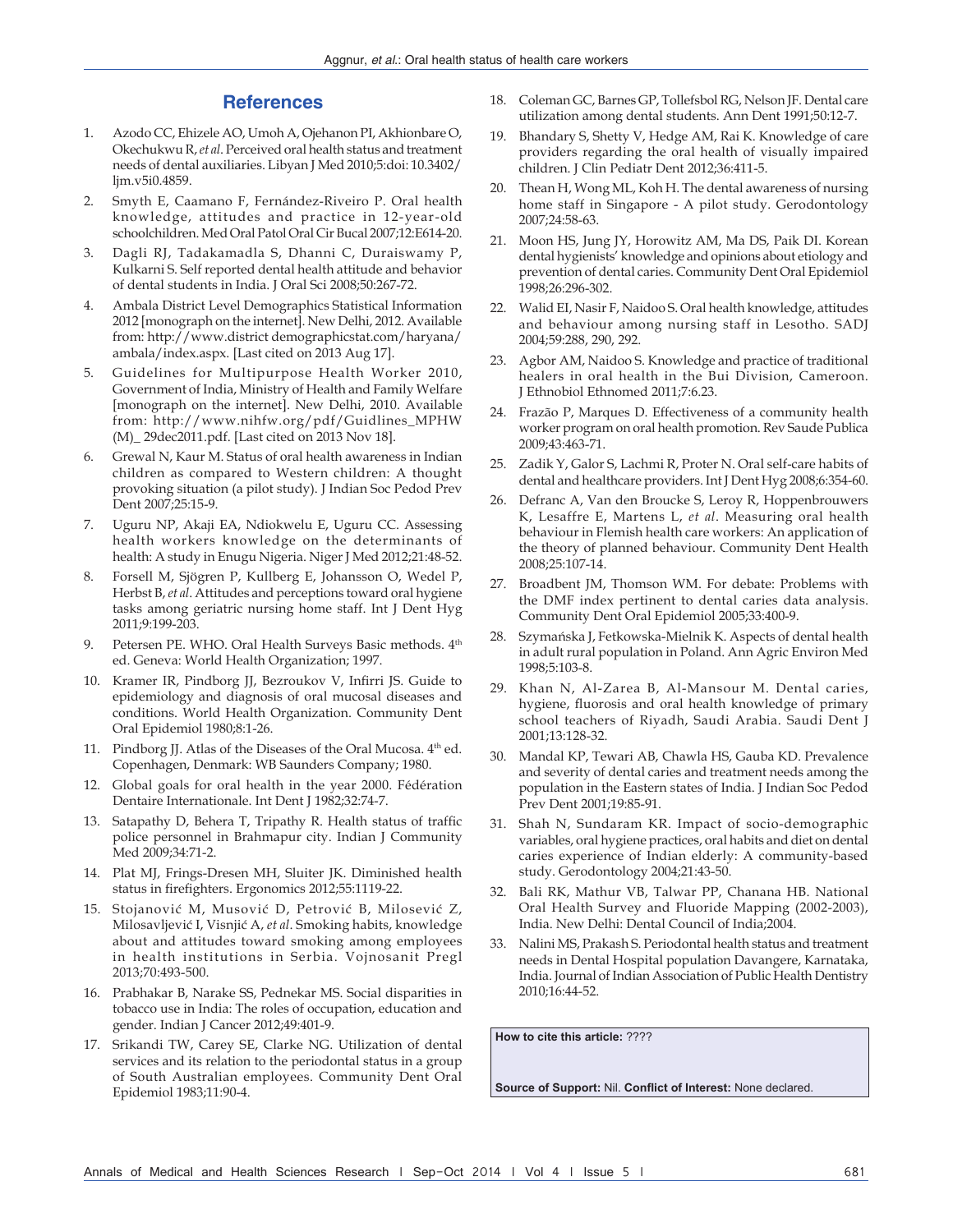## References

1. Azodo CC, Ehizele AO, Umoh A, Ojehanon PI, Akhionbare O, Okechukwu R, *et al*. Perceived oral health status and treatment needs of dental auxiliaries. Libyan J Med 2010;5:doi: 10.3402/ljm.v5i0.4859.
2. Smyth E, Caamano F, Fernández-Riveiro P. Oral health knowledge, attitudes and practice in 12-year-old schoolchildren. Med Oral Patol Oral Cir Bucal 2007;12:E614-20.
3. Dagli RJ, Tadakamadla S, Dhanni C, Duraiswamy P, Kulkarni S. Self reported dental health attitude and behavior of dental students in India. J Oral Sci 2008;50:267-72.
4. Ambala District Level Demographics Statistical Information 2012 [monograph on the internet]. New Delhi, 2012. Available from: http://www.district demographicstat.com/haryana/ambala/index.aspx. [Last cited on 2013 Aug 17].
5. Guidelines for Multipurpose Health Worker 2010, Government of India, Ministry of Health and Family Welfare [monograph on the internet]. New Delhi, 2010. Available from: http://www.nihfw.org/pdf/Guidlines_MPHW (M)_ 29dec2011.pdf. [Last cited on 2013 Nov 18].
6. Grewal N, Kaur M. Status of oral health awareness in Indian children as compared to Western children: A thought provoking situation (a pilot study). J Indian Soc Pedod Prev Dent 2007;25:15-9.
7. Uguru NP, Akaji EA, Ndiokwelu E, Uguru CC. Assessing health workers knowledge on the determinants of health: A study in Enugu Nigeria. Niger J Med 2012;21:48-52.
8. Forsell M, Sjögren P, Kullberg E, Johansson O, Wedel P, Herbst B, *et al*. Attitudes and perceptions toward oral hygiene tasks among geriatric nursing home staff. Int J Dent Hyg 2011;9:199-203.
9. Petersen PE. WHO. Oral Health Surveys Basic methods. 4th ed. Geneva: World Health Organization; 1997.
10. Kramer IR, Pindborg JJ, Bezroukov V, Infirri JS. Guide to epidemiology and diagnosis of oral mucosal diseases and conditions. World Health Organization. Community Dent Oral Epidemiol 1980;8:1-26.
11. Pindborg JJ. Atlas of the Diseases of the Oral Mucosa. 4th ed. Copenhagen, Denmark: WB Saunders Company; 1980.
12. Global goals for oral health in the year 2000. Fédération Dentaire Internationale. Int Dent J 1982;32:74-7.
13. Satapathy D, Behera T, Tripathy R. Health status of traffic police personnel in Brahmapur city. Indian J Community Med 2009;34:71-2.
14. Plat MJ, Frings-Dresen MH, Sluiter JK. Diminished health status in firefighters. Ergonomics 2012;55:1119-22.
15. Stojanović M, Musović D, Petrović B, Milosević Z, Milosavljević I, Visnjić A, *et al*. Smoking habits, knowledge about and attitudes toward smoking among employees in health institutions in Serbia. Vojnosanit Pregl 2013;70:493-500.
16. Prabhakar B, Narake SS, Pednekar MS. Social disparities in tobacco use in India: The roles of occupation, education and gender. Indian J Cancer 2012;49:401-9.
17. Srikandi TW, Carey SE, Clarke NG. Utilization of dental services and its relation to the periodontal status in a group of South Australian employees. Community Dent Oral Epidemiol 1983;11:90-4.
18. Coleman GC, Barnes GP, Tollefsbol RG, Nelson JF. Dental care utilization among dental students. Ann Dent 1991;50:12-7.
19. Bhandary S, Shetty V, Hedge AM, Rai K. Knowledge of care providers regarding the oral health of visually impaired children. J Clin Pediatr Dent 2012;36:411-5.
20. Thean H, Wong ML, Koh H. The dental awareness of nursing home staff in Singapore - A pilot study. Gerodontology 2007;24:58-63.
21. Moon HS, Jung JY, Horowitz AM, Ma DS, Paik DI. Korean dental hygienists' knowledge and opinions about etiology and prevention of dental caries. Community Dent Oral Epidemiol 1998;26:296-302.
22. Walid EI, Nasir F, Naidoo S. Oral health knowledge, attitudes and behaviour among nursing staff in Lesotho. SADJ 2004;59:288, 290, 292.
23. Agbor AM, Naidoo S. Knowledge and practice of traditional healers in oral health in the Bui Division, Cameroon. J Ethnobiol Ethnomed 2011;7:6.23.
24. Frazão P, Marques D. Effectiveness of a community health worker program on oral health promotion. Rev Saude Publica 2009;43:463-71.
25. Zadik Y, Galor S, Lachmi R, Proter N. Oral self-care habits of dental and healthcare providers. Int J Dent Hyg 2008;6:354-60.
26. Defranc A, Van den Broucke S, Leroy R, Hoppenbrouwers K, Lesaffre E, Martens L, *et al*. Measuring oral health behaviour in Flemish health care workers: An application of the theory of planned behaviour. Community Dent Health 2008;25:107-14.
27. Broadbent JM, Thomson WM. For debate: Problems with the DMF index pertinent to dental caries data analysis. Community Dent Oral Epidemiol 2005;33:400-9.
28. Szymańska J, Fetkowska-Mielnik K. Aspects of dental health in adult rural population in Poland. Ann Agric Environ Med 1998;5:103-8.
29. Khan N, Al-Zarea B, Al-Mansour M. Dental caries, hygiene, fluorosis and oral health knowledge of primary school teachers of Riyadh, Saudi Arabia. Saudi Dent J 2001;13:128-32.
30. Mandal KP, Tewari AB, Chawla HS, Gauba KD. Prevalence and severity of dental caries and treatment needs among the population in the Eastern states of India. J Indian Soc Pedod Prev Dent 2001;19:85-91.
31. Shah N, Sundaram KR. Impact of socio-demographic variables, oral hygiene practices, oral habits and diet on dental caries experience of Indian elderly: A community-based study. Gerodontology 2004;21:43-50.
32. Bali RK, Mathur VB, Talwar PP, Chanana HB. National Oral Health Survey and Fluoride Mapping (2002-2003), India. New Delhi: Dental Council of India;2004.
33. Nalini MS, Prakash S. Periodontal health status and treatment needs in Dental Hospital population Davangere, Karnataka, India. Journal of Indian Association of Public Health Dentistry 2010;16:44-52.

**How to cite this article:** ????

**Source of Support:** Nil. **Conflict of Interest:** None declared.